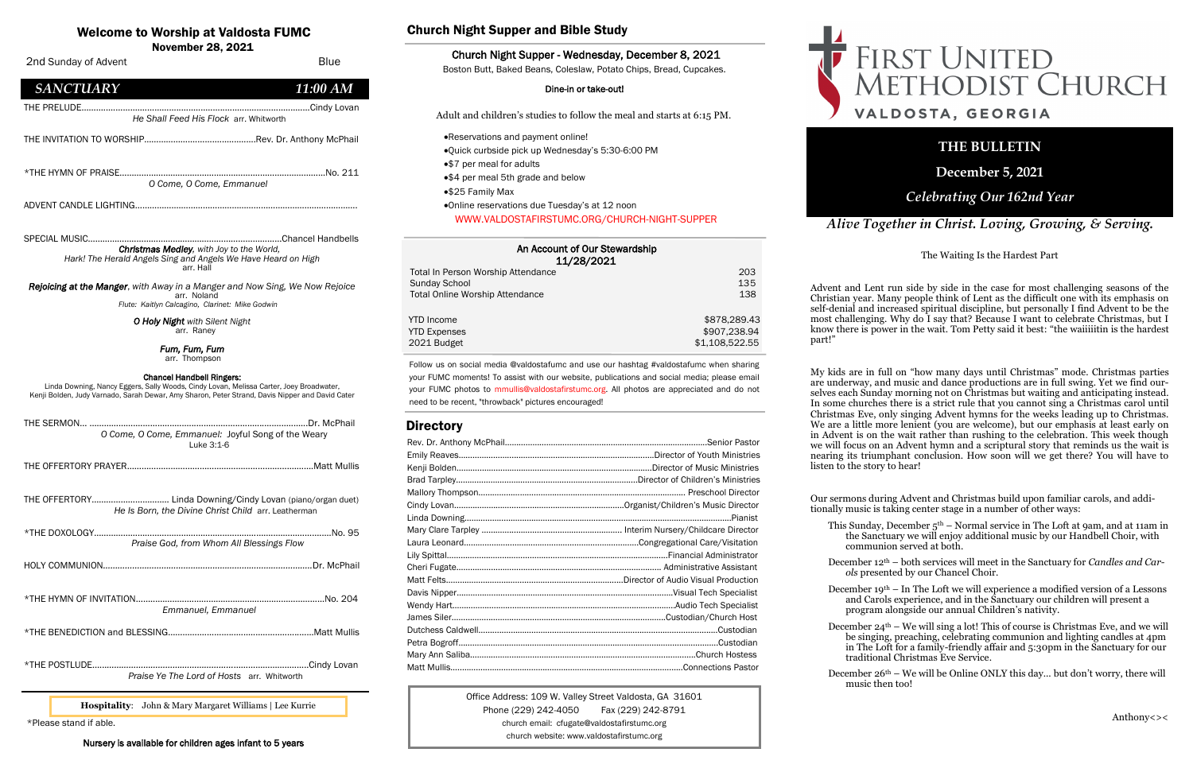# Welcome to Worship at Valdosta FUMC

**November 28, 2021**

2nd Sunday of Advent — Blue

## SANCTUARY — 11:00 AM

THE PRELUDE.......Cindy Lovan
*He Shall Feed His Flock* arr. Whitworth

THE INVITATION TO WORSHIP.......Rev. Dr. Anthony McPhail

*THE HYMN OF PRAISE.......No. 211
*O Come, O Come, Emmanuel*

ADVENT CANDLE LIGHTING.......

SPECIAL MUSIC.......Chancel Handbells
***Christmas Medley**, with Joy to the World, Hark! The Herald Angels Sing and Angels We Have Heard on High*
arr. Hall

***Rejoicing at the Manger**, with Away in a Manger and Now Sing, We Now Rejoice*
arr. Noland
*Flute: Kaitlyn Calcagino, Clarinet: Mike Godwin*

***O Holy Night** with Silent Night*
arr. Raney

***Fum, Fum, Fum***
arr. Thompson

**Chancel Handbell Ringers:**
Linda Downing, Nancy Eggers, Sally Woods, Cindy Lovan, Melissa Carter, Joey Broadwater, Kenji Bolden, Judy Varnado, Sarah Dewar, Amy Sharon, Peter Strand, Davis Nipper and David Cater

THE SERMON... .......Dr. McPhail
*O Come, O Come, Emmanuel:* Joyful Song of the Weary
Luke 3:1-6

THE OFFERTORY PRAYER.......Matt Mullis

THE OFFERTORY....... Linda Downing/Cindy Lovan (piano/organ duet)
*He Is Born, the Divine Christ Child* arr. Leatherman

*THE DOXOLOGY.......No. 95
*Praise God, from Whom All Blessings Flow*

HOLY COMMUNION.......Dr. McPhail

*THE HYMN OF INVITATION.......No. 204
*Emmanuel, Emmanuel*

*THE BENEDICTION and BLESSING.......Matt Mullis

*THE POSTLUDE.......Cindy Lovan
*Praise Ye The Lord of Hosts* arr. Whitworth

**Hospitality**: John & Mary Margaret Williams | Lee Kurrie

*Please stand if able.

**Nursery is available for children ages infant to 5 years**

## Church Night Supper and Bible Study

### Church Night Supper - Wednesday, December 8, 2021

Boston Butt, Baked Beans, Coleslaw, Potato Chips, Bread, Cupcakes.

**Dine-in or take-out!**

Adult and children's studies to follow the meal and starts at 6:15 PM.

- Reservations and payment online!
- Quick curbside pick up Wednesday's 5:30-6:00 PM
- $7 per meal for adults
- $4 per meal 5th grade and below
- $25 Family Max
- Online reservations due Tuesday's at 12 noon

WWW.VALDOSTAFIRSTUMC.ORG/CHURCH-NIGHT-SUPPER

### An Account of Our Stewardship 11/28/2021

| | |
|---|---|
| Total In Person Worship Attendance | 203 |
| Sunday School | 135 |
| Total Online Worship Attendance | 138 |
| | |
| YTD Income | $878,289.43 |
| YTD Expenses | $907,238.94 |
| 2021 Budget | $1,108,522.55 |

Follow us on social media @valdostafumc and use our hashtag #valdostafumc when sharing your FUMC moments! To assist with our website, publications and social media; please email your FUMC photos to mmullis@valdostafirstumc.org. All photos are appreciated and do not need to be recent, "throwback" pictures encouraged!

## Directory

| | |
|---|---|
| Rev. Dr. Anthony McPhail | Senior Pastor |
| Emily Reaves | Director of Youth Ministries |
| Kenji Bolden | Director of Music Ministries |
| Brad Tarpley | Director of Children's Ministries |
| Mallory Thompson | Preschool Director |
| Cindy Lovan | Organist/Children's Music Director |
| Linda Downing | Pianist |
| Mary Clare Tarpley | Interim Nursery/Childcare Director |
| Laura Leonard | Congregational Care/Visitation |
| Lily Spittal | Financial Administrator |
| Cheri Fugate | Administrative Assistant |
| Matt Felts | Director of Audio Visual Production |
| Davis Nipper | Visual Tech Specialist |
| Wendy Hart | Audio Tech Specialist |
| James Siler | Custodian/Church Host |
| Dutchess Caldwell | Custodian |
| Petra Bogroff | Custodian |
| Mary Ann Saliba | Church Hostess |
| Matt Mullis | Connections Pastor |

Office Address: 109 W. Valley Street Valdosta, GA 31601
Phone (229) 242-4050 Fax (229) 242-8791
church email: cfugate@valdostafirstumc.org
church website: www.valdostafirstumc.org

# First United Methodist Church
**VALDOSTA, GEORGIA**

## THE BULLETIN

**December 5, 2021**

***Celebrating Our 162nd Year***

***Alive Together in Christ. Loving, Growing, & Serving.***

### The Waiting Is the Hardest Part

Advent and Lent run side by side in the case for most challenging seasons of the Christian year. Many people think of Lent as the difficult one with its emphasis on self-denial and increased spiritual discipline, but personally I find Advent to be the most challenging. Why do I say that? Because I want to celebrate Christmas, but I know there is power in the wait. Tom Petty said it best: "the waiiiiitin is the hardest part!"

My kids are in full on "how many days until Christmas" mode. Christmas parties are underway, and music and dance productions are in full swing. Yet we find ourselves each Sunday morning not on Christmas but waiting and anticipating instead. In some churches there is a strict rule that you cannot sing a Christmas carol until Christmas Eve, only singing Advent hymns for the weeks leading up to Christmas. We are a little more lenient (you are welcome), but our emphasis at least early on in Advent is on the wait rather than rushing to the celebration. This week though we will focus on an Advent hymn and a scriptural story that reminds us the wait is nearing its triumphant conclusion. How soon will we get there? You will have to listen to the story to hear!

Our sermons during Advent and Christmas build upon familiar carols, and additionally music is taking center stage in a number of other ways:

- This Sunday, December 5th – Normal service in The Loft at 9am, and at 11am in the Sanctuary we will enjoy additional music by our Handbell Choir, with communion served at both.
- December 12th – both services will meet in the Sanctuary for *Candles and Carols* presented by our Chancel Choir.
- December 19th – In The Loft we will experience a modified version of a Lessons and Carols experience, and in the Sanctuary our children will present a program alongside our annual Children's nativity.
- December 24th – We will sing a lot! This of course is Christmas Eve, and we will be singing, preaching, celebrating communion and lighting candles at 4pm in The Loft for a family-friendly affair and 5:30pm in the Sanctuary for our traditional Christmas Eve Service.
- December 26th – We will be Online ONLY this day... but don't worry, there will music then too!

Anthony<><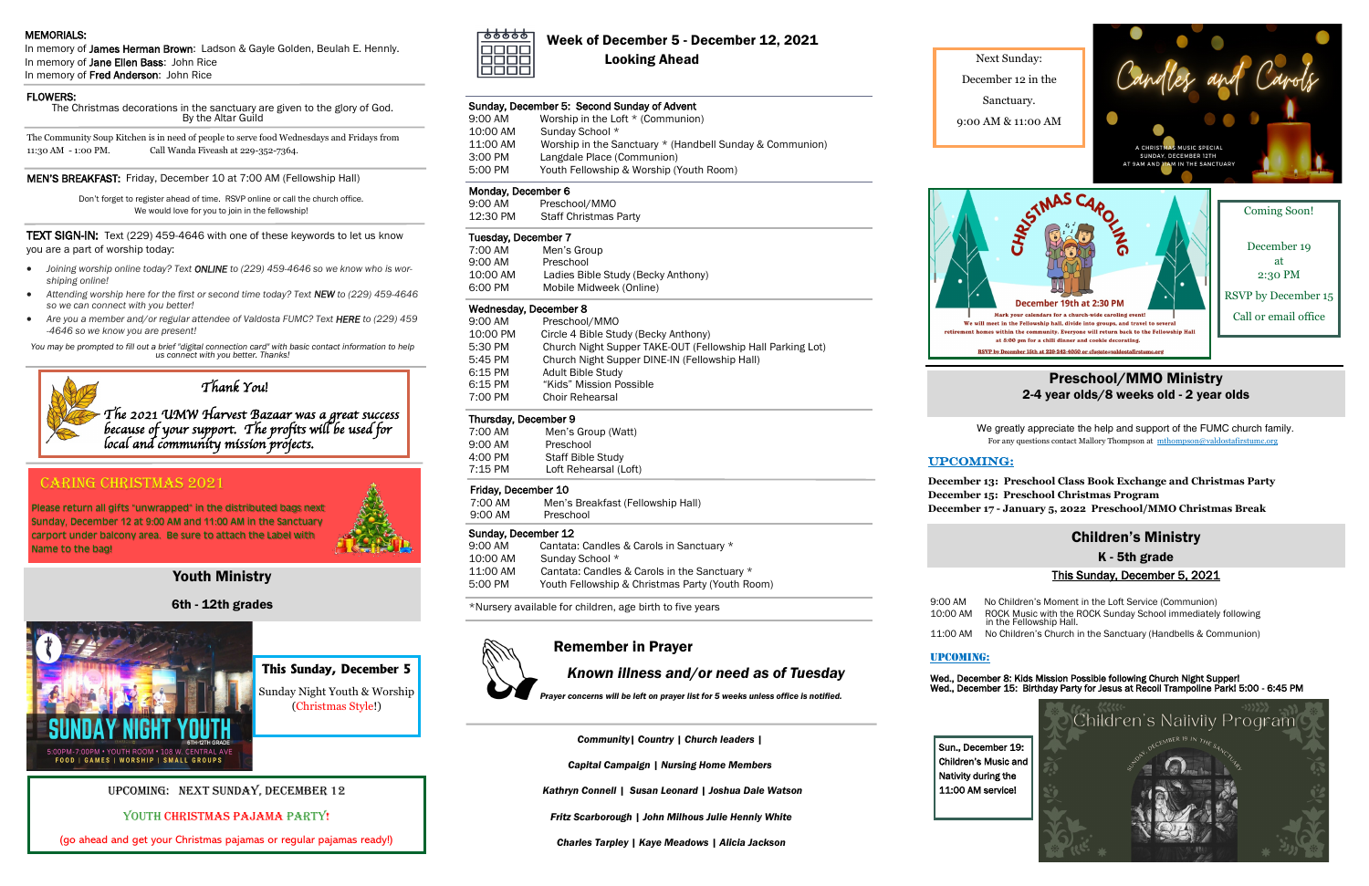**MEMORIALS:**

In memory of **James Herman Brown**: Ladson & Gayle Golden, Beulah E. Hennly.
In memory of **Jane Ellen Bass**: John Rice
In memory of **Fred Anderson**: John Rice

**FLOWERS:**

The Christmas decorations in the sanctuary are given to the glory of God. By the Altar Guild

The Community Soup Kitchen is in need of people to serve food Wednesdays and Fridays from 11:30 AM - 1:00 PM. Call Wanda Fiveash at 229-352-7364.

**MEN'S BREAKFAST:** Friday, December 10 at 7:00 AM (Fellowship Hall)

Don't forget to register ahead of time. RSVP online or call the church office. We would love for you to join in the fellowship!

**TEXT SIGN-IN:** Text (229) 459-4646 with one of these keywords to let us know you are a part of worship today:

- *Joining worship online today? Text **ONLINE** to (229) 459-4646 so we know who is worshiping online!*
- *Attending worship here for the first or second time today? Text **NEW** to (229) 459-4646 so we can connect with you better!*
- *Are you a member and/or regular attendee of Valdosta FUMC? Text **HERE** to (229) 459-4646 so we know you are present!*

*You may be prompted to fill out a brief "digital connection card" with basic contact information to help us connect with you better. Thanks!*

*Thank You!*

*The 2021 UMW Harvest Bazaar was a great success because of your support. The profits will be used for local and community mission projects.*

## CARING CHRISTMAS 2021

Please return all gifts "unwrapped" in the distributed bags next Sunday, December 12 at 9:00 AM and 11:00 AM in the Sanctuary carport under balcony area. Be sure to attach the Label with Name to the bag!

## Youth Ministry

**6th - 12th grades**

SUNDAY NIGHT YOUTH
6TH-12TH GRADE
5:00PM-7:00PM • YOUTH ROOM • 108 W. CENTRAL AVE
FOOD | GAMES | WORSHIP | SMALL GROUPS

**This Sunday, December 5**

Sunday Night Youth & Worship (Christmas Style!)

UPCOMING: NEXT SUNDAY, DECEMBER 12

YOUTH CHRISTMAS PAJAMA PARTY!

(go ahead and get your Christmas pajamas or regular pajamas ready!)

## Week of December 5 - December 12, 2021
### Looking Ahead

**Sunday, December 5: Second Sunday of Advent**

| | |
|---|---|
| 9:00 AM | Worship in the Loft * (Communion) |
| 10:00 AM | Sunday School * |
| 11:00 AM | Worship in the Sanctuary * (Handbell Sunday & Communion) |
| 3:00 PM | Langdale Place (Communion) |
| 5:00 PM | Youth Fellowship & Worship (Youth Room) |

**Monday, December 6**

| | |
|---|---|
| 9:00 AM | Preschool/MMO |
| 12:30 PM | Staff Christmas Party |

**Tuesday, December 7**

| | |
|---|---|
| 7:00 AM | Men's Group |
| 9:00 AM | Preschool |
| 10:00 AM | Ladies Bible Study (Becky Anthony) |
| 6:00 PM | Mobile Midweek (Online) |

**Wednesday, December 8**

| | |
|---|---|
| 9:00 AM | Preschool/MMO |
| 10:00 PM | Circle 4 Bible Study (Becky Anthony) |
| 5:30 PM | Church Night Supper TAKE-OUT (Fellowship Hall Parking Lot) |
| 5:45 PM | Church Night Supper DINE-IN (Fellowship Hall) |
| 6:15 PM | Adult Bible Study |
| 6:15 PM | "Kids" Mission Possible |
| 7:00 PM | Choir Rehearsal |

**Thursday, December 9**

| | |
|---|---|
| 7:00 AM | Men's Group (Watt) |
| 9:00 AM | Preschool |
| 4:00 PM | Staff Bible Study |
| 7:15 PM | Loft Rehearsal (Loft) |

**Friday, December 10**

| | |
|---|---|
| 7:00 AM | Men's Breakfast (Fellowship Hall) |
| 9:00 AM | Preschool |

**Sunday, December 12**

| | |
|---|---|
| 9:00 AM | Cantata: Candles & Carols in Sanctuary * |
| 10:00 AM | Sunday School * |
| 11:00 AM | Cantata: Candles & Carols in the Sanctuary * |
| 5:00 PM | Youth Fellowship & Christmas Party (Youth Room) |

*Nursery available for children, age birth to five years

## Remember in Prayer

***Known illness and/or need as of Tuesday***

***Prayer concerns will be left on prayer list for 5 weeks unless office is notified.***

***Community| Country | Church leaders |***

***Capital Campaign | Nursing Home Members***

***Kathryn Connell | Susan Leonard | Joshua Dale Watson***

***Fritz Scarborough | John Milhous Julie Hennly White***

***Charles Tarpley | Kaye Meadows | Alicia Jackson***

Next Sunday: December 12 in the Sanctuary. 9:00 AM & 11:00 AM

Candles and Carols

A CHRISTMAS MUSIC SPECIAL
SUNDAY, DECEMBER 12TH
AT 9AM AND 11AM IN THE SANCTUARY

CHRISTMAS CAROLING

December 19th at 2:30 PM

Mark your calendars for a church-wide caroling event! We will meet in the Fellowship hall, divide into groups, and travel to several retirement homes within the community. Everyone will return back to the Fellowship Hall at 5:00 pm for a chili dinner and cookie decorating.

RSVP by December 15th at 229-242-4000 or cfeetsto@valdostafirstumc.org

Coming Soon!

December 19 at 2:30 PM

RSVP by December 15

Call or email office

## Preschool/MMO Ministry
**2-4 year olds/8 weeks old - 2 year olds**

We greatly appreciate the help and support of the FUMC church family. For any questions contact Mallory Thompson at mthompson@valdostafirstumc.org

**UPCOMING:**

**December 13: Preschool Class Book Exchange and Christmas Party**
**December 15: Preschool Christmas Program**
**December 17 - January 5, 2022 Preschool/MMO Christmas Break**

## Children's Ministry
**K - 5th grade**

This Sunday, December 5, 2021

| | |
|---|---|
| 9:00 AM | No Children's Moment in the Loft Service (Communion) |
| 10:00 AM | ROCK Music with the ROCK Sunday School immediately following in the Fellowship Hall. |
| 11:00 AM | No Children's Church in the Sanctuary (Handbells & Communion) |

**UPCOMING:**

**Wed., December 8: Kids Mission Possible following Church Night Supper!**
**Wed., December 15: Birthday Party for Jesus at Recoil Trampoline Park! 5:00 - 6:45 PM**

**Sun., December 19: Children's Music and Nativity during the 11:00 AM service!**

Children's Nativity Program

SUNDAY, DECEMBER 19 IN THE SANCTUARY